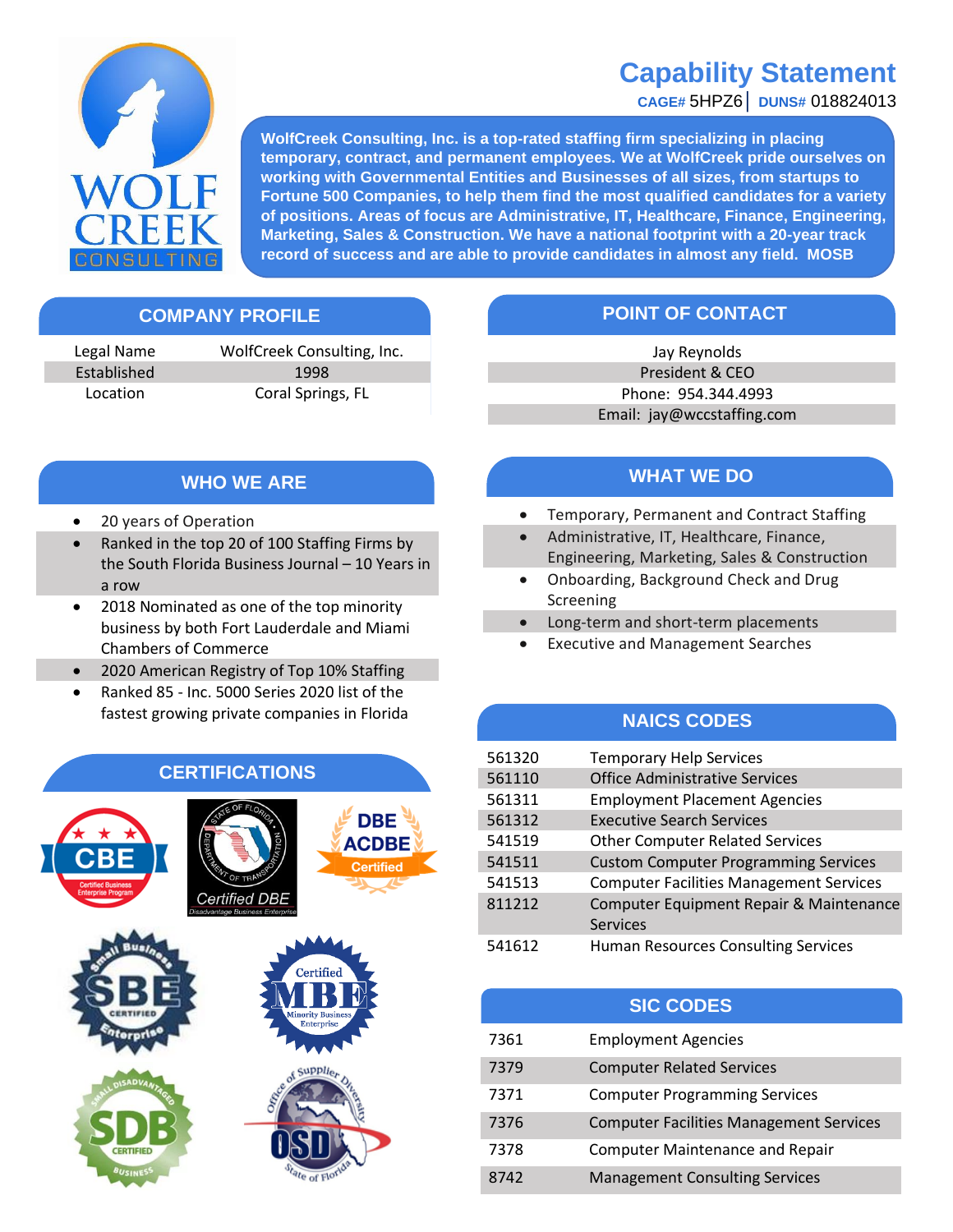# Capability Statement

**CAGE#** 5HPZ6 | **DUNS#** 018824013

**WolfCreek Consulting, Inc. is a top-rated staffing firm specializing in placing temporary, contract, and permanent employees. We at WolfCreek pride ourselves on working with Governmental Entities and Businesses of all sizes, from startups to Fortune 500 Companies, to help them find the most qualified candidates for a variety of positions. Areas of focus are Administrative, IT, Healthcare, Finance, Engineering, Marketing, Sales & Construction. We have a national footprint with a 20-year track record of success and are able to provide candidates in almost any field. MOSB**

## COMPANY PROFILE

| | |
|---|---|
| Legal Name | WolfCreek Consulting, Inc. |
| Established | 1998 |
| Location | Coral Springs, FL |

## POINT OF CONTACT

Jay Reynolds
President & CEO
Phone: 954.344.4993
Email: jay@wccstaffing.com

## WHO WE ARE

- 20 years of Operation
- Ranked in the top 20 of 100 Staffing Firms by the South Florida Business Journal – 10 Years in a row
- 2018 Nominated as one of the top minority business by both Fort Lauderdale and Miami Chambers of Commerce
- 2020 American Registry of Top 10% Staffing
- Ranked 85 - Inc. 5000 Series 2020 list of the fastest growing private companies in Florida

## WHAT WE DO

- Temporary, Permanent and Contract Staffing
- Administrative, IT, Healthcare, Finance, Engineering, Marketing, Sales & Construction
- Onboarding, Background Check and Drug Screening
- Long-term and short-term placements
- Executive and Management Searches

## CERTIFICATIONS

CBE – Certified Business Enterprise Program
Certified DBE – Disadvantage Business Enterprise (State of Florida Department of Transportation)
DBE ACDBE Certified
SBE – Small Business Enterprise Certified
Certified MBE – Minority Business Enterprise
SDB – Small Disadvantaged Business Certified
OSD – Office of Supplier Diversity, State of Florida

## NAICS CODES

| | |
|---|---|
| 561320 | Temporary Help Services |
| 561110 | Office Administrative Services |
| 561311 | Employment Placement Agencies |
| 561312 | Executive Search Services |
| 541519 | Other Computer Related Services |
| 541511 | Custom Computer Programming Services |
| 541513 | Computer Facilities Management Services |
| 811212 | Computer Equipment Repair & Maintenance Services |
| 541612 | Human Resources Consulting Services |

## SIC CODES

| | |
|---|---|
| 7361 | Employment Agencies |
| 7379 | Computer Related Services |
| 7371 | Computer Programming Services |
| 7376 | Computer Facilities Management Services |
| 7378 | Computer Maintenance and Repair |
| 8742 | Management Consulting Services |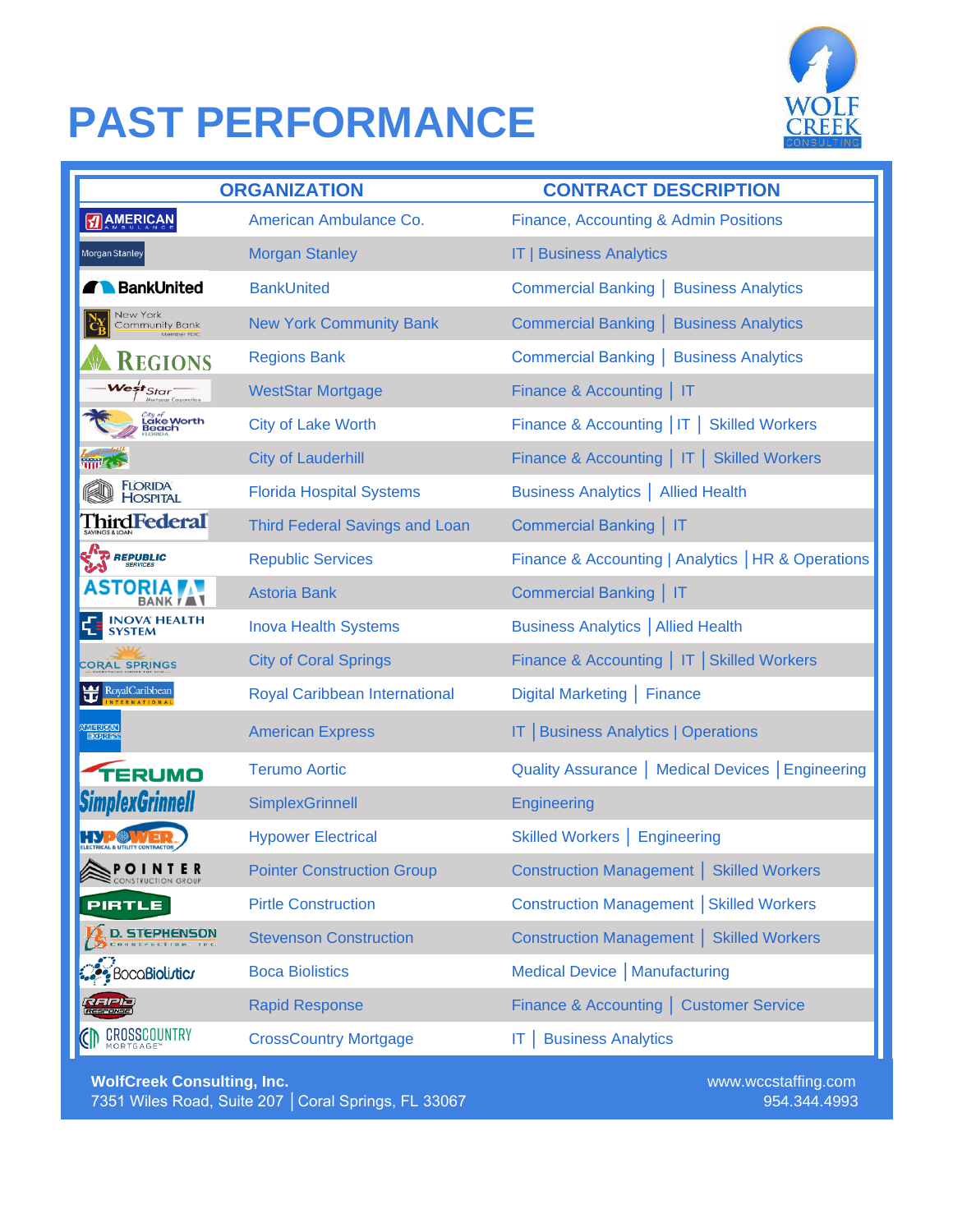# PAST PERFORMANCE

| ORGANIZATION | CONTRACT DESCRIPTION |
| --- | --- |
| American Ambulance Co. | Finance, Accounting & Admin Positions |
| Morgan Stanley | IT \| Business Analytics |
| BankUnited | Commercial Banking \| Business Analytics |
| New York Community Bank | Commercial Banking \| Business Analytics |
| Regions Bank | Commercial Banking \| Business Analytics |
| WestStar Mortgage | Finance & Accounting \| IT |
| City of Lake Worth | Finance & Accounting \| IT \| Skilled Workers |
| City of Lauderhill | Finance & Accounting \| IT \| Skilled Workers |
| Florida Hospital Systems | Business Analytics \| Allied Health |
| Third Federal Savings and Loan | Commercial Banking \| IT |
| Republic Services | Finance & Accounting \| Analytics \| HR & Operations |
| Astoria Bank | Commercial Banking \| IT |
| Inova Health Systems | Business Analytics \| Allied Health |
| City of Coral Springs | Finance & Accounting \| IT \| Skilled Workers |
| Royal Caribbean International | Digital Marketing \| Finance |
| American Express | IT \| Business Analytics \| Operations |
| Terumo Aortic | Quality Assurance \| Medical Devices \| Engineering |
| SimplexGrinnell | Engineering |
| Hypower Electrical | Skilled Workers \| Engineering |
| Pointer Construction Group | Construction Management \| Skilled Workers |
| Pirtle Construction | Construction Management \| Skilled Workers |
| Stevenson Construction | Construction Management \| Skilled Workers |
| Boca Biolistics | Medical Device \| Manufacturing |
| Rapid Response | Finance & Accounting \| Customer Service |
| CrossCountry Mortgage | IT \| Business Analytics |

**WolfCreek Consulting, Inc.**
7351 Wiles Road, Suite 207 | Coral Springs, FL 33067

www.wccstaffing.com
954.344.4993